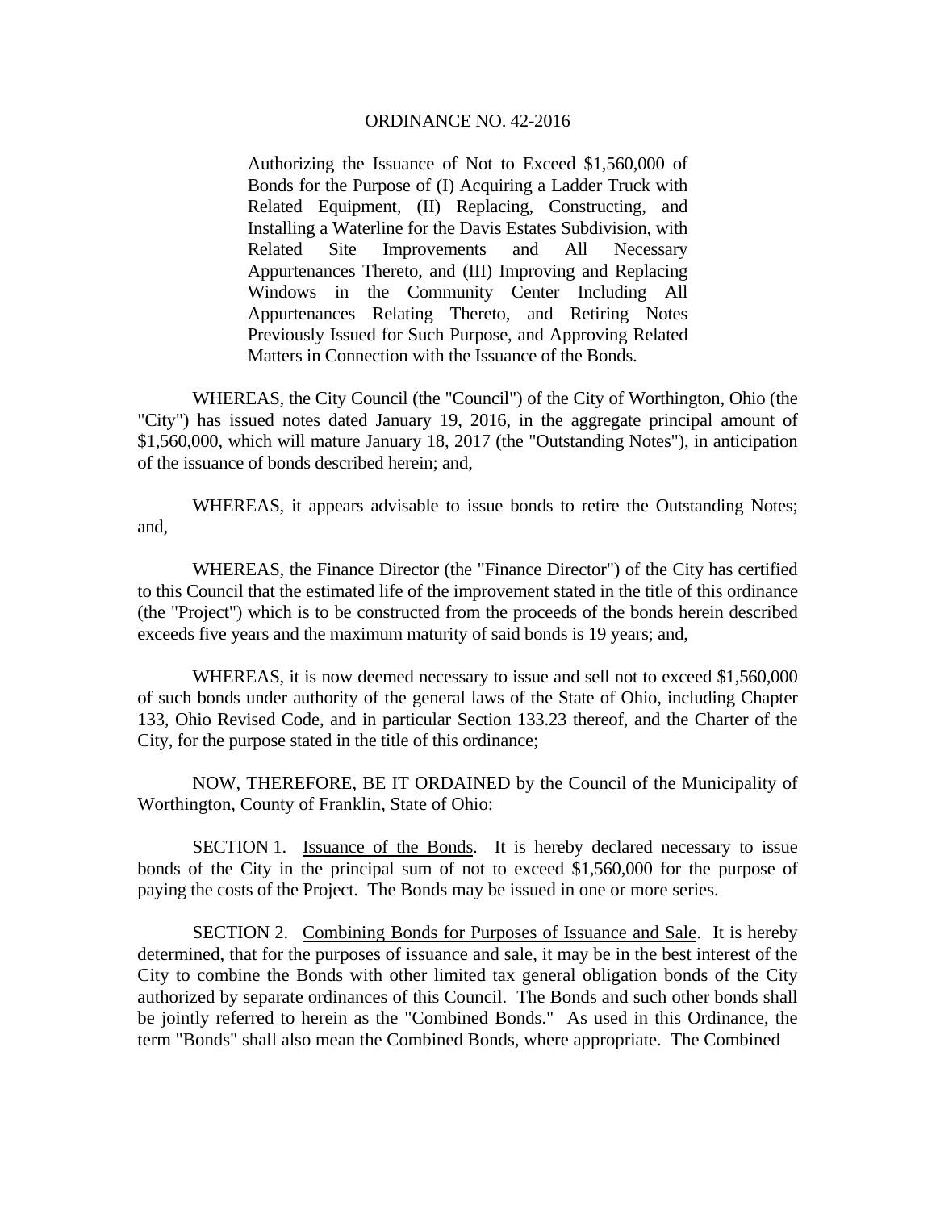# ORDINANCE NO. 42-2016

Authorizing the Issuance of Not to Exceed $1,560,000 of Bonds for the Purpose of (I) Acquiring a Ladder Truck with Related Equipment, (II) Replacing, Constructing, and Installing a Waterline for the Davis Estates Subdivision, with Related Site Improvements and All Necessary Appurtenances Thereto, and (III) Improving and Replacing Windows in the Community Center Including All Appurtenances Relating Thereto, and Retiring Notes Previously Issued for Such Purpose, and Approving Related Matters in Connection with the Issuance of the Bonds.

WHEREAS, the City Council (the "Council") of the City of Worthington, Ohio (the "City") has issued notes dated January 19, 2016, in the aggregate principal amount of $1,560,000, which will mature January 18, 2017 (the "Outstanding Notes"), in anticipation of the issuance of bonds described herein; and,

WHEREAS, it appears advisable to issue bonds to retire the Outstanding Notes; and,

WHEREAS, the Finance Director (the "Finance Director") of the City has certified to this Council that the estimated life of the improvement stated in the title of this ordinance (the "Project") which is to be constructed from the proceeds of the bonds herein described exceeds five years and the maximum maturity of said bonds is 19 years; and,

WHEREAS, it is now deemed necessary to issue and sell not to exceed $1,560,000 of such bonds under authority of the general laws of the State of Ohio, including Chapter 133, Ohio Revised Code, and in particular Section 133.23 thereof, and the Charter of the City, for the purpose stated in the title of this ordinance;

NOW, THEREFORE, BE IT ORDAINED by the Council of the Municipality of Worthington, County of Franklin, State of Ohio:

SECTION 1. Issuance of the Bonds. It is hereby declared necessary to issue bonds of the City in the principal sum of not to exceed $1,560,000 for the purpose of paying the costs of the Project. The Bonds may be issued in one or more series.

SECTION 2. Combining Bonds for Purposes of Issuance and Sale. It is hereby determined, that for the purposes of issuance and sale, it may be in the best interest of the City to combine the Bonds with other limited tax general obligation bonds of the City authorized by separate ordinances of this Council. The Bonds and such other bonds shall be jointly referred to herein as the "Combined Bonds." As used in this Ordinance, the term "Bonds" shall also mean the Combined Bonds, where appropriate. The Combined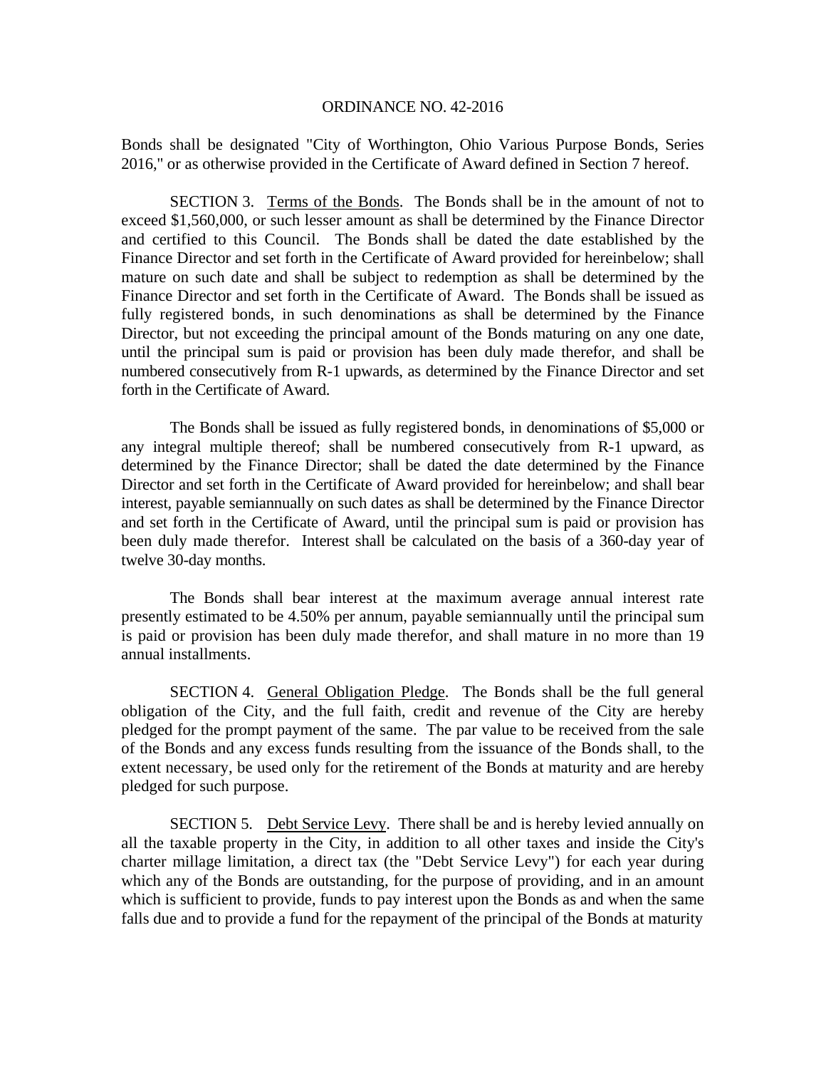Bonds shall be designated "City of Worthington, Ohio Various Purpose Bonds, Series 2016," or as otherwise provided in the Certificate of Award defined in Section 7 hereof.

SECTION 3. Terms of the Bonds. The Bonds shall be in the amount of not to exceed $1,560,000, or such lesser amount as shall be determined by the Finance Director and certified to this Council. The Bonds shall be dated the date established by the Finance Director and set forth in the Certificate of Award provided for hereinbelow; shall mature on such date and shall be subject to redemption as shall be determined by the Finance Director and set forth in the Certificate of Award. The Bonds shall be issued as fully registered bonds, in such denominations as shall be determined by the Finance Director, but not exceeding the principal amount of the Bonds maturing on any one date, until the principal sum is paid or provision has been duly made therefor, and shall be numbered consecutively from R-1 upwards, as determined by the Finance Director and set forth in the Certificate of Award.

The Bonds shall be issued as fully registered bonds, in denominations of $5,000 or any integral multiple thereof; shall be numbered consecutively from R-1 upward, as determined by the Finance Director; shall be dated the date determined by the Finance Director and set forth in the Certificate of Award provided for hereinbelow; and shall bear interest, payable semiannually on such dates as shall be determined by the Finance Director and set forth in the Certificate of Award, until the principal sum is paid or provision has been duly made therefor. Interest shall be calculated on the basis of a 360-day year of twelve 30-day months.

The Bonds shall bear interest at the maximum average annual interest rate presently estimated to be 4.50% per annum, payable semiannually until the principal sum is paid or provision has been duly made therefor, and shall mature in no more than 19 annual installments.

SECTION 4. General Obligation Pledge. The Bonds shall be the full general obligation of the City, and the full faith, credit and revenue of the City are hereby pledged for the prompt payment of the same. The par value to be received from the sale of the Bonds and any excess funds resulting from the issuance of the Bonds shall, to the extent necessary, be used only for the retirement of the Bonds at maturity and are hereby pledged for such purpose.

SECTION 5. Debt Service Levy. There shall be and is hereby levied annually on all the taxable property in the City, in addition to all other taxes and inside the City's charter millage limitation, a direct tax (the "Debt Service Levy") for each year during which any of the Bonds are outstanding, for the purpose of providing, and in an amount which is sufficient to provide, funds to pay interest upon the Bonds as and when the same falls due and to provide a fund for the repayment of the principal of the Bonds at maturity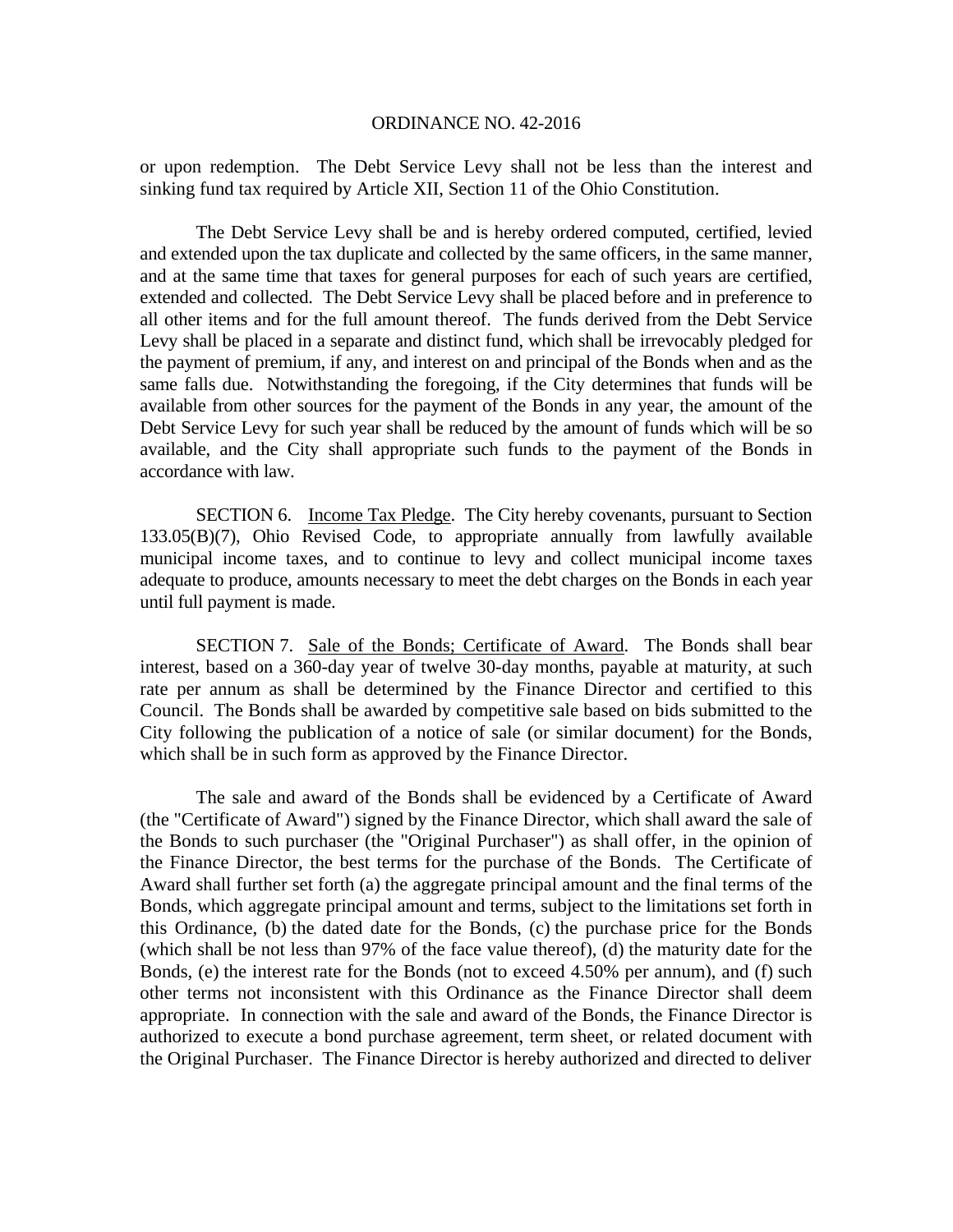or upon redemption. The Debt Service Levy shall not be less than the interest and sinking fund tax required by Article XII, Section 11 of the Ohio Constitution.

The Debt Service Levy shall be and is hereby ordered computed, certified, levied and extended upon the tax duplicate and collected by the same officers, in the same manner, and at the same time that taxes for general purposes for each of such years are certified, extended and collected. The Debt Service Levy shall be placed before and in preference to all other items and for the full amount thereof. The funds derived from the Debt Service Levy shall be placed in a separate and distinct fund, which shall be irrevocably pledged for the payment of premium, if any, and interest on and principal of the Bonds when and as the same falls due. Notwithstanding the foregoing, if the City determines that funds will be available from other sources for the payment of the Bonds in any year, the amount of the Debt Service Levy for such year shall be reduced by the amount of funds which will be so available, and the City shall appropriate such funds to the payment of the Bonds in accordance with law.

SECTION 6. Income Tax Pledge. The City hereby covenants, pursuant to Section 133.05(B)(7), Ohio Revised Code, to appropriate annually from lawfully available municipal income taxes, and to continue to levy and collect municipal income taxes adequate to produce, amounts necessary to meet the debt charges on the Bonds in each year until full payment is made.

SECTION 7. Sale of the Bonds; Certificate of Award. The Bonds shall bear interest, based on a 360-day year of twelve 30-day months, payable at maturity, at such rate per annum as shall be determined by the Finance Director and certified to this Council. The Bonds shall be awarded by competitive sale based on bids submitted to the City following the publication of a notice of sale (or similar document) for the Bonds, which shall be in such form as approved by the Finance Director.

The sale and award of the Bonds shall be evidenced by a Certificate of Award (the "Certificate of Award") signed by the Finance Director, which shall award the sale of the Bonds to such purchaser (the "Original Purchaser") as shall offer, in the opinion of the Finance Director, the best terms for the purchase of the Bonds. The Certificate of Award shall further set forth (a) the aggregate principal amount and the final terms of the Bonds, which aggregate principal amount and terms, subject to the limitations set forth in this Ordinance, (b) the dated date for the Bonds, (c) the purchase price for the Bonds (which shall be not less than 97% of the face value thereof), (d) the maturity date for the Bonds, (e) the interest rate for the Bonds (not to exceed 4.50% per annum), and (f) such other terms not inconsistent with this Ordinance as the Finance Director shall deem appropriate. In connection with the sale and award of the Bonds, the Finance Director is authorized to execute a bond purchase agreement, term sheet, or related document with the Original Purchaser. The Finance Director is hereby authorized and directed to deliver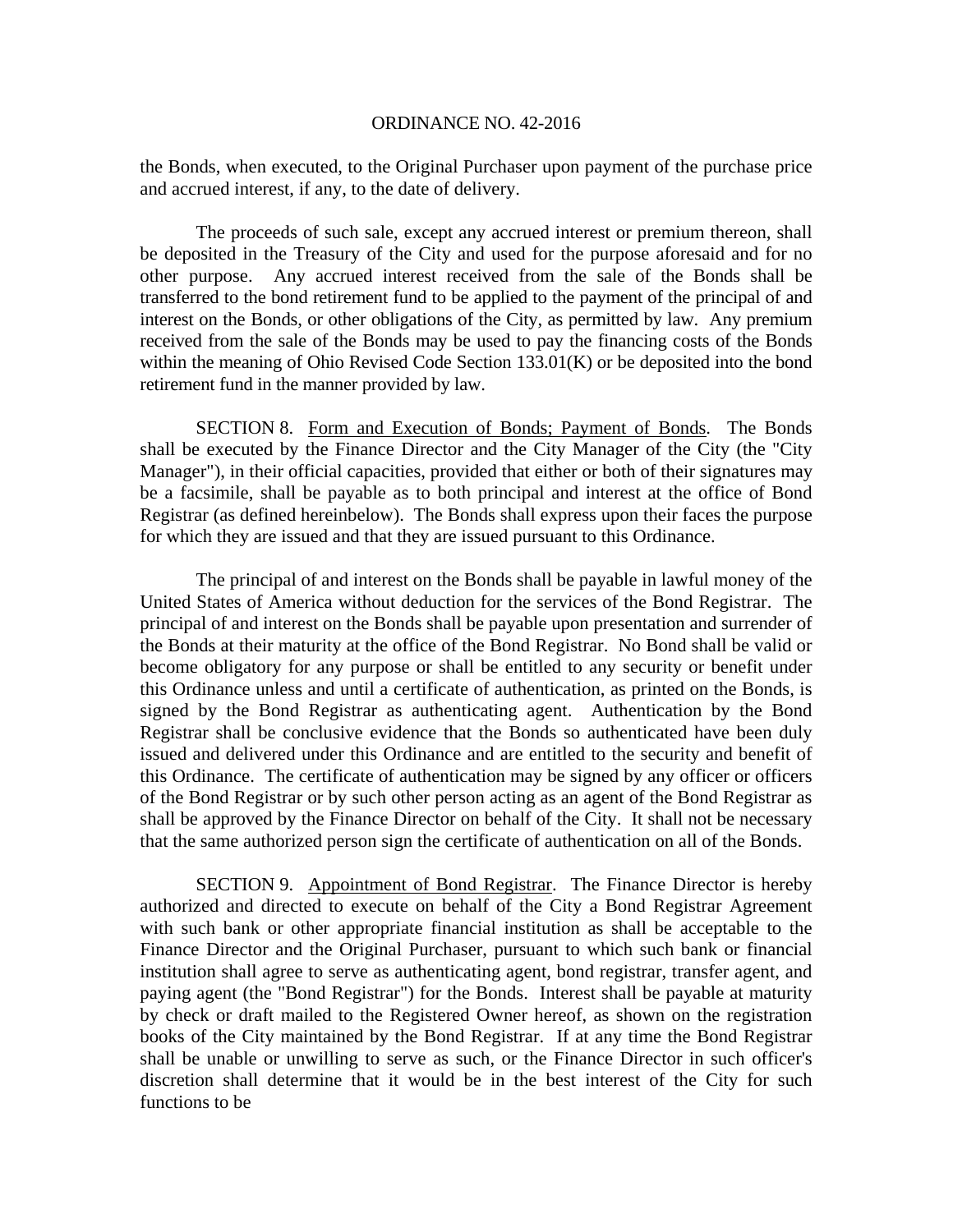the Bonds, when executed, to the Original Purchaser upon payment of the purchase price and accrued interest, if any, to the date of delivery.

The proceeds of such sale, except any accrued interest or premium thereon, shall be deposited in the Treasury of the City and used for the purpose aforesaid and for no other purpose. Any accrued interest received from the sale of the Bonds shall be transferred to the bond retirement fund to be applied to the payment of the principal of and interest on the Bonds, or other obligations of the City, as permitted by law. Any premium received from the sale of the Bonds may be used to pay the financing costs of the Bonds within the meaning of Ohio Revised Code Section 133.01(K) or be deposited into the bond retirement fund in the manner provided by law.

SECTION 8. Form and Execution of Bonds; Payment of Bonds. The Bonds shall be executed by the Finance Director and the City Manager of the City (the "City Manager"), in their official capacities, provided that either or both of their signatures may be a facsimile, shall be payable as to both principal and interest at the office of Bond Registrar (as defined hereinbelow). The Bonds shall express upon their faces the purpose for which they are issued and that they are issued pursuant to this Ordinance.

The principal of and interest on the Bonds shall be payable in lawful money of the United States of America without deduction for the services of the Bond Registrar. The principal of and interest on the Bonds shall be payable upon presentation and surrender of the Bonds at their maturity at the office of the Bond Registrar. No Bond shall be valid or become obligatory for any purpose or shall be entitled to any security or benefit under this Ordinance unless and until a certificate of authentication, as printed on the Bonds, is signed by the Bond Registrar as authenticating agent. Authentication by the Bond Registrar shall be conclusive evidence that the Bonds so authenticated have been duly issued and delivered under this Ordinance and are entitled to the security and benefit of this Ordinance. The certificate of authentication may be signed by any officer or officers of the Bond Registrar or by such other person acting as an agent of the Bond Registrar as shall be approved by the Finance Director on behalf of the City. It shall not be necessary that the same authorized person sign the certificate of authentication on all of the Bonds.

SECTION 9. Appointment of Bond Registrar. The Finance Director is hereby authorized and directed to execute on behalf of the City a Bond Registrar Agreement with such bank or other appropriate financial institution as shall be acceptable to the Finance Director and the Original Purchaser, pursuant to which such bank or financial institution shall agree to serve as authenticating agent, bond registrar, transfer agent, and paying agent (the "Bond Registrar") for the Bonds. Interest shall be payable at maturity by check or draft mailed to the Registered Owner hereof, as shown on the registration books of the City maintained by the Bond Registrar. If at any time the Bond Registrar shall be unable or unwilling to serve as such, or the Finance Director in such officer's discretion shall determine that it would be in the best interest of the City for such functions to be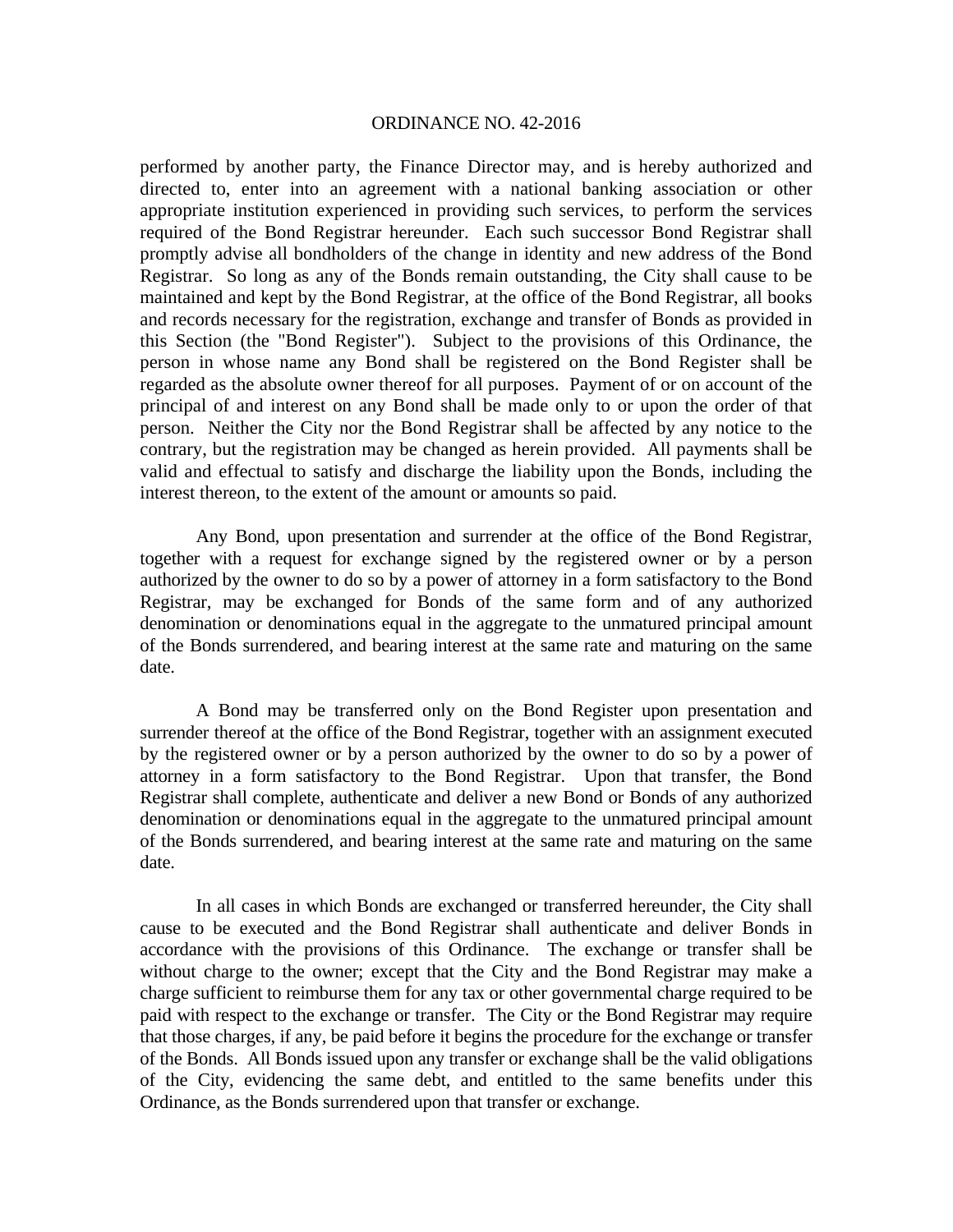performed by another party, the Finance Director may, and is hereby authorized and directed to, enter into an agreement with a national banking association or other appropriate institution experienced in providing such services, to perform the services required of the Bond Registrar hereunder. Each such successor Bond Registrar shall promptly advise all bondholders of the change in identity and new address of the Bond Registrar. So long as any of the Bonds remain outstanding, the City shall cause to be maintained and kept by the Bond Registrar, at the office of the Bond Registrar, all books and records necessary for the registration, exchange and transfer of Bonds as provided in this Section (the "Bond Register"). Subject to the provisions of this Ordinance, the person in whose name any Bond shall be registered on the Bond Register shall be regarded as the absolute owner thereof for all purposes. Payment of or on account of the principal of and interest on any Bond shall be made only to or upon the order of that person. Neither the City nor the Bond Registrar shall be affected by any notice to the contrary, but the registration may be changed as herein provided. All payments shall be valid and effectual to satisfy and discharge the liability upon the Bonds, including the interest thereon, to the extent of the amount or amounts so paid.

Any Bond, upon presentation and surrender at the office of the Bond Registrar, together with a request for exchange signed by the registered owner or by a person authorized by the owner to do so by a power of attorney in a form satisfactory to the Bond Registrar, may be exchanged for Bonds of the same form and of any authorized denomination or denominations equal in the aggregate to the unmatured principal amount of the Bonds surrendered, and bearing interest at the same rate and maturing on the same date.

A Bond may be transferred only on the Bond Register upon presentation and surrender thereof at the office of the Bond Registrar, together with an assignment executed by the registered owner or by a person authorized by the owner to do so by a power of attorney in a form satisfactory to the Bond Registrar. Upon that transfer, the Bond Registrar shall complete, authenticate and deliver a new Bond or Bonds of any authorized denomination or denominations equal in the aggregate to the unmatured principal amount of the Bonds surrendered, and bearing interest at the same rate and maturing on the same date.

In all cases in which Bonds are exchanged or transferred hereunder, the City shall cause to be executed and the Bond Registrar shall authenticate and deliver Bonds in accordance with the provisions of this Ordinance. The exchange or transfer shall be without charge to the owner; except that the City and the Bond Registrar may make a charge sufficient to reimburse them for any tax or other governmental charge required to be paid with respect to the exchange or transfer. The City or the Bond Registrar may require that those charges, if any, be paid before it begins the procedure for the exchange or transfer of the Bonds. All Bonds issued upon any transfer or exchange shall be the valid obligations of the City, evidencing the same debt, and entitled to the same benefits under this Ordinance, as the Bonds surrendered upon that transfer or exchange.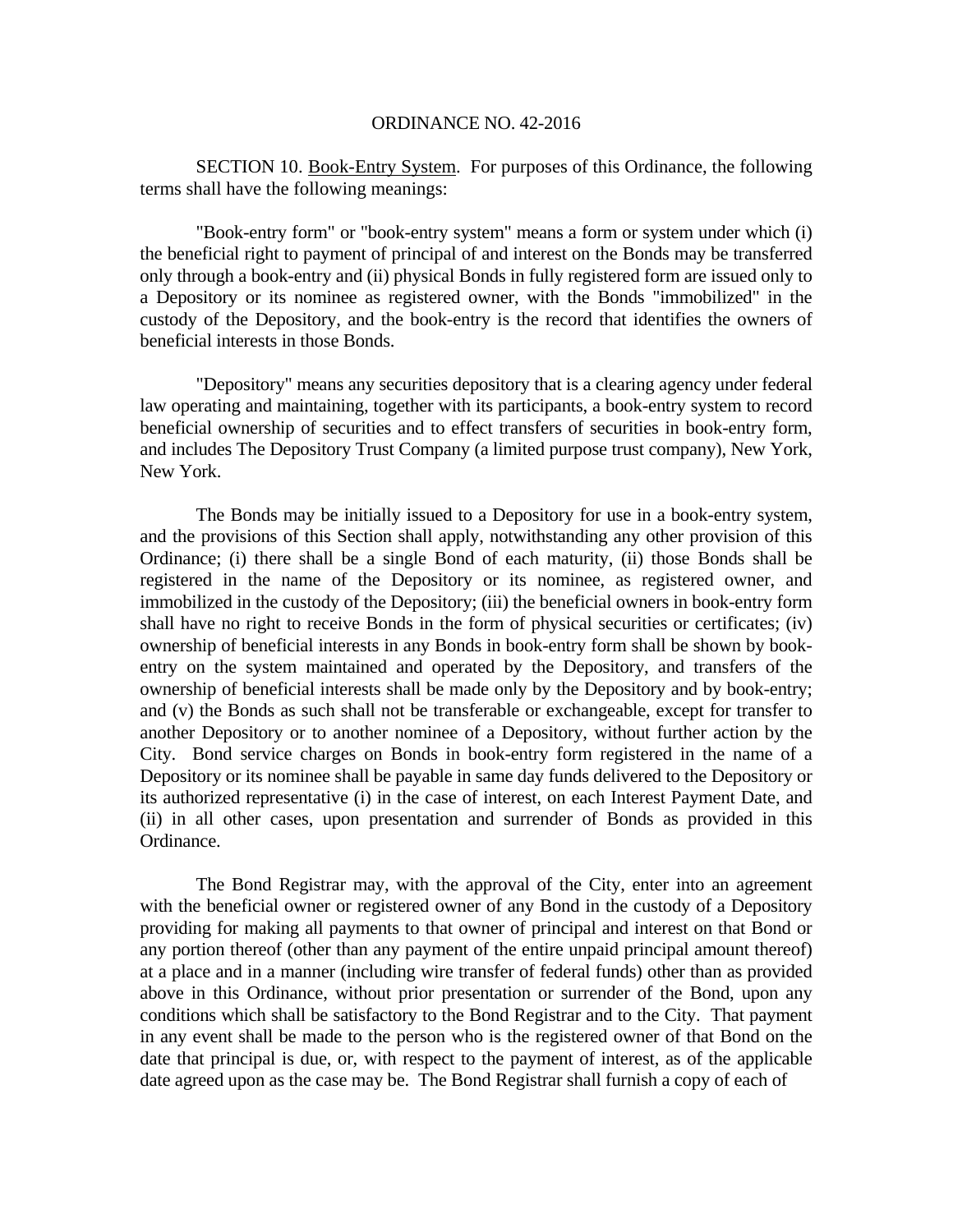ORDINANCE NO. 42-2016

SECTION 10. Book-Entry System. For purposes of this Ordinance, the following terms shall have the following meanings:

"Book-entry form" or "book-entry system" means a form or system under which (i) the beneficial right to payment of principal of and interest on the Bonds may be transferred only through a book-entry and (ii) physical Bonds in fully registered form are issued only to a Depository or its nominee as registered owner, with the Bonds "immobilized" in the custody of the Depository, and the book-entry is the record that identifies the owners of beneficial interests in those Bonds.

"Depository" means any securities depository that is a clearing agency under federal law operating and maintaining, together with its participants, a book-entry system to record beneficial ownership of securities and to effect transfers of securities in book-entry form, and includes The Depository Trust Company (a limited purpose trust company), New York, New York.

The Bonds may be initially issued to a Depository for use in a book-entry system, and the provisions of this Section shall apply, notwithstanding any other provision of this Ordinance; (i) there shall be a single Bond of each maturity, (ii) those Bonds shall be registered in the name of the Depository or its nominee, as registered owner, and immobilized in the custody of the Depository; (iii) the beneficial owners in book-entry form shall have no right to receive Bonds in the form of physical securities or certificates; (iv) ownership of beneficial interests in any Bonds in book-entry form shall be shown by book-entry on the system maintained and operated by the Depository, and transfers of the ownership of beneficial interests shall be made only by the Depository and by book-entry; and (v) the Bonds as such shall not be transferable or exchangeable, except for transfer to another Depository or to another nominee of a Depository, without further action by the City. Bond service charges on Bonds in book-entry form registered in the name of a Depository or its nominee shall be payable in same day funds delivered to the Depository or its authorized representative (i) in the case of interest, on each Interest Payment Date, and (ii) in all other cases, upon presentation and surrender of Bonds as provided in this Ordinance.

The Bond Registrar may, with the approval of the City, enter into an agreement with the beneficial owner or registered owner of any Bond in the custody of a Depository providing for making all payments to that owner of principal and interest on that Bond or any portion thereof (other than any payment of the entire unpaid principal amount thereof) at a place and in a manner (including wire transfer of federal funds) other than as provided above in this Ordinance, without prior presentation or surrender of the Bond, upon any conditions which shall be satisfactory to the Bond Registrar and to the City. That payment in any event shall be made to the person who is the registered owner of that Bond on the date that principal is due, or, with respect to the payment of interest, as of the applicable date agreed upon as the case may be. The Bond Registrar shall furnish a copy of each of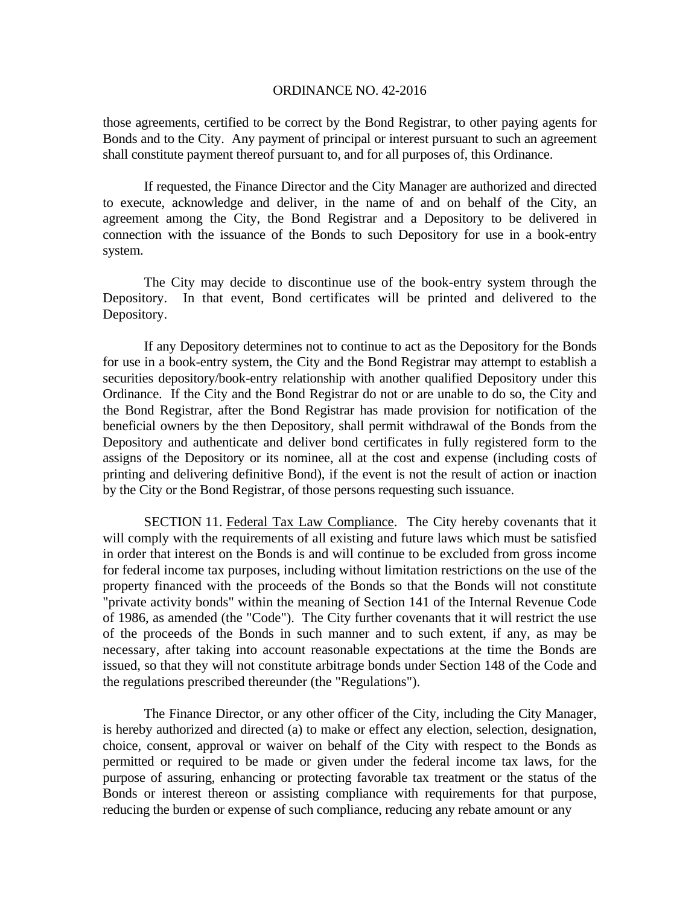those agreements, certified to be correct by the Bond Registrar, to other paying agents for Bonds and to the City. Any payment of principal or interest pursuant to such an agreement shall constitute payment thereof pursuant to, and for all purposes of, this Ordinance.

If requested, the Finance Director and the City Manager are authorized and directed to execute, acknowledge and deliver, in the name of and on behalf of the City, an agreement among the City, the Bond Registrar and a Depository to be delivered in connection with the issuance of the Bonds to such Depository for use in a book-entry system.

The City may decide to discontinue use of the book-entry system through the Depository. In that event, Bond certificates will be printed and delivered to the Depository.

If any Depository determines not to continue to act as the Depository for the Bonds for use in a book-entry system, the City and the Bond Registrar may attempt to establish a securities depository/book-entry relationship with another qualified Depository under this Ordinance. If the City and the Bond Registrar do not or are unable to do so, the City and the Bond Registrar, after the Bond Registrar has made provision for notification of the beneficial owners by the then Depository, shall permit withdrawal of the Bonds from the Depository and authenticate and deliver bond certificates in fully registered form to the assigns of the Depository or its nominee, all at the cost and expense (including costs of printing and delivering definitive Bond), if the event is not the result of action or inaction by the City or the Bond Registrar, of those persons requesting such issuance.

SECTION 11. Federal Tax Law Compliance. The City hereby covenants that it will comply with the requirements of all existing and future laws which must be satisfied in order that interest on the Bonds is and will continue to be excluded from gross income for federal income tax purposes, including without limitation restrictions on the use of the property financed with the proceeds of the Bonds so that the Bonds will not constitute "private activity bonds" within the meaning of Section 141 of the Internal Revenue Code of 1986, as amended (the "Code"). The City further covenants that it will restrict the use of the proceeds of the Bonds in such manner and to such extent, if any, as may be necessary, after taking into account reasonable expectations at the time the Bonds are issued, so that they will not constitute arbitrage bonds under Section 148 of the Code and the regulations prescribed thereunder (the "Regulations").

The Finance Director, or any other officer of the City, including the City Manager, is hereby authorized and directed (a) to make or effect any election, selection, designation, choice, consent, approval or waiver on behalf of the City with respect to the Bonds as permitted or required to be made or given under the federal income tax laws, for the purpose of assuring, enhancing or protecting favorable tax treatment or the status of the Bonds or interest thereon or assisting compliance with requirements for that purpose, reducing the burden or expense of such compliance, reducing any rebate amount or any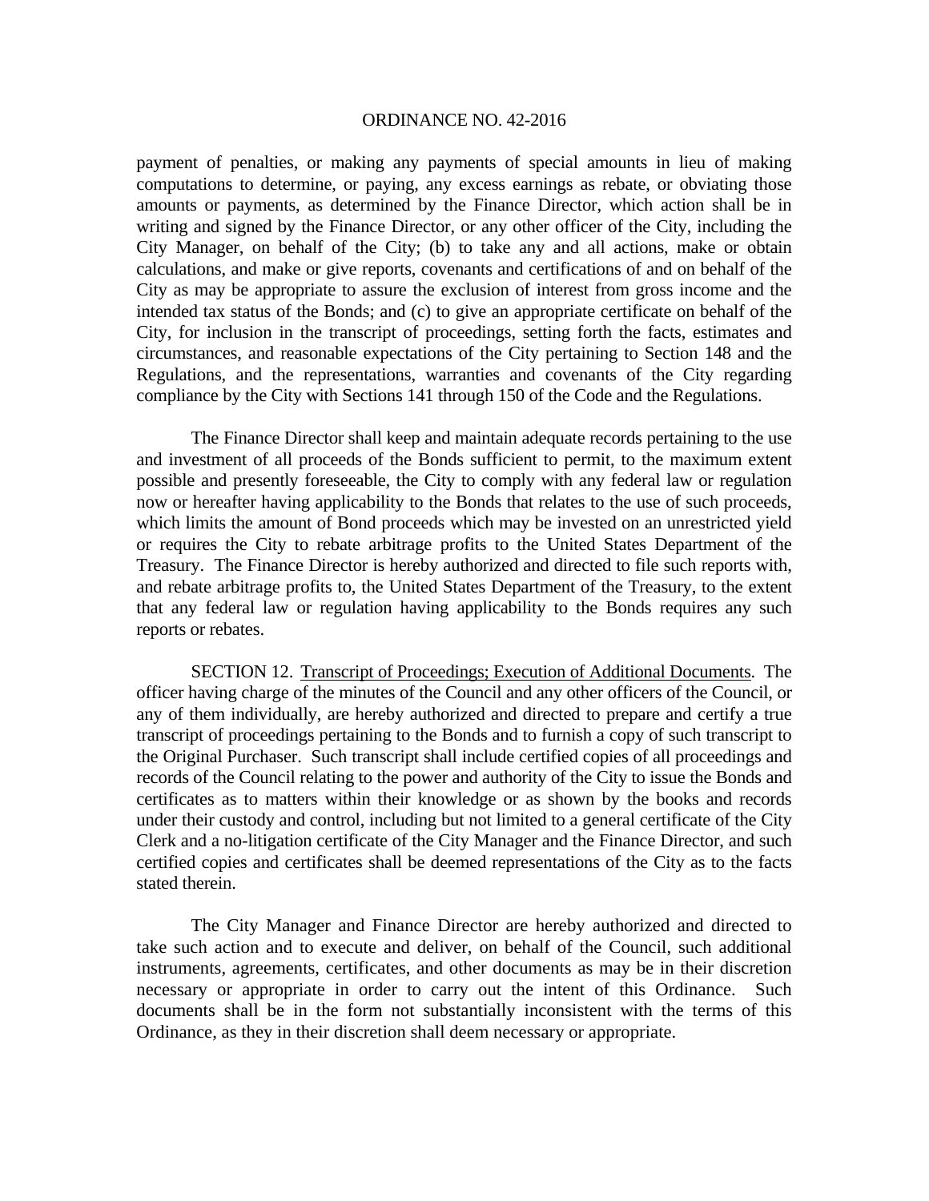payment of penalties, or making any payments of special amounts in lieu of making computations to determine, or paying, any excess earnings as rebate, or obviating those amounts or payments, as determined by the Finance Director, which action shall be in writing and signed by the Finance Director, or any other officer of the City, including the City Manager, on behalf of the City; (b) to take any and all actions, make or obtain calculations, and make or give reports, covenants and certifications of and on behalf of the City as may be appropriate to assure the exclusion of interest from gross income and the intended tax status of the Bonds; and (c) to give an appropriate certificate on behalf of the City, for inclusion in the transcript of proceedings, setting forth the facts, estimates and circumstances, and reasonable expectations of the City pertaining to Section 148 and the Regulations, and the representations, warranties and covenants of the City regarding compliance by the City with Sections 141 through 150 of the Code and the Regulations.

The Finance Director shall keep and maintain adequate records pertaining to the use and investment of all proceeds of the Bonds sufficient to permit, to the maximum extent possible and presently foreseeable, the City to comply with any federal law or regulation now or hereafter having applicability to the Bonds that relates to the use of such proceeds, which limits the amount of Bond proceeds which may be invested on an unrestricted yield or requires the City to rebate arbitrage profits to the United States Department of the Treasury. The Finance Director is hereby authorized and directed to file such reports with, and rebate arbitrage profits to, the United States Department of the Treasury, to the extent that any federal law or regulation having applicability to the Bonds requires any such reports or rebates.

SECTION 12. Transcript of Proceedings; Execution of Additional Documents. The officer having charge of the minutes of the Council and any other officers of the Council, or any of them individually, are hereby authorized and directed to prepare and certify a true transcript of proceedings pertaining to the Bonds and to furnish a copy of such transcript to the Original Purchaser. Such transcript shall include certified copies of all proceedings and records of the Council relating to the power and authority of the City to issue the Bonds and certificates as to matters within their knowledge or as shown by the books and records under their custody and control, including but not limited to a general certificate of the City Clerk and a no-litigation certificate of the City Manager and the Finance Director, and such certified copies and certificates shall be deemed representations of the City as to the facts stated therein.

The City Manager and Finance Director are hereby authorized and directed to take such action and to execute and deliver, on behalf of the Council, such additional instruments, agreements, certificates, and other documents as may be in their discretion necessary or appropriate in order to carry out the intent of this Ordinance. Such documents shall be in the form not substantially inconsistent with the terms of this Ordinance, as they in their discretion shall deem necessary or appropriate.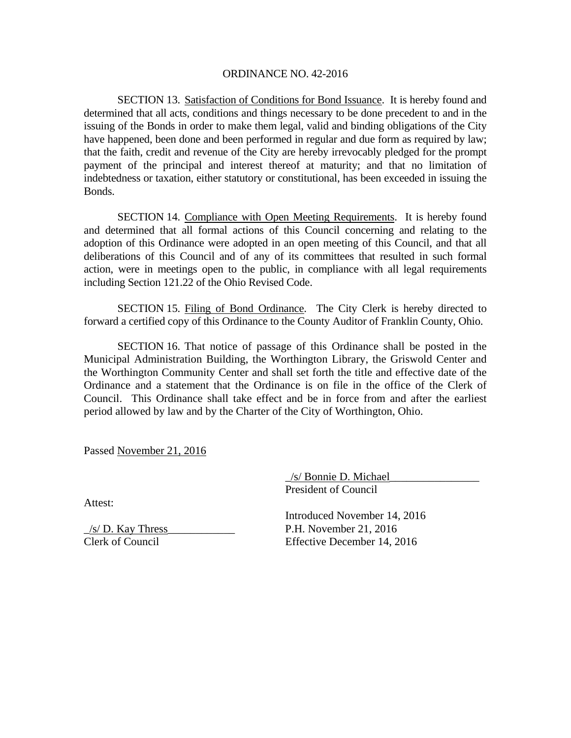ORDINANCE NO. 42-2016

SECTION 13. Satisfaction of Conditions for Bond Issuance. It is hereby found and determined that all acts, conditions and things necessary to be done precedent to and in the issuing of the Bonds in order to make them legal, valid and binding obligations of the City have happened, been done and been performed in regular and due form as required by law; that the faith, credit and revenue of the City are hereby irrevocably pledged for the prompt payment of the principal and interest thereof at maturity; and that no limitation of indebtedness or taxation, either statutory or constitutional, has been exceeded in issuing the Bonds.

SECTION 14. Compliance with Open Meeting Requirements. It is hereby found and determined that all formal actions of this Council concerning and relating to the adoption of this Ordinance were adopted in an open meeting of this Council, and that all deliberations of this Council and of any of its committees that resulted in such formal action, were in meetings open to the public, in compliance with all legal requirements including Section 121.22 of the Ohio Revised Code.

SECTION 15. Filing of Bond Ordinance. The City Clerk is hereby directed to forward a certified copy of this Ordinance to the County Auditor of Franklin County, Ohio.

SECTION 16. That notice of passage of this Ordinance shall be posted in the Municipal Administration Building, the Worthington Library, the Griswold Center and the Worthington Community Center and shall set forth the title and effective date of the Ordinance and a statement that the Ordinance is on file in the office of the Clerk of Council. This Ordinance shall take effect and be in force from and after the earliest period allowed by law and by the Charter of the City of Worthington, Ohio.

Passed November 21, 2016

_/s/ Bonnie D. Michael_______________
President of Council

Attest:

_/s/ D. Kay Thress____________
Clerk of Council

Introduced November 14, 2016
P.H. November 21, 2016
Effective December 14, 2016